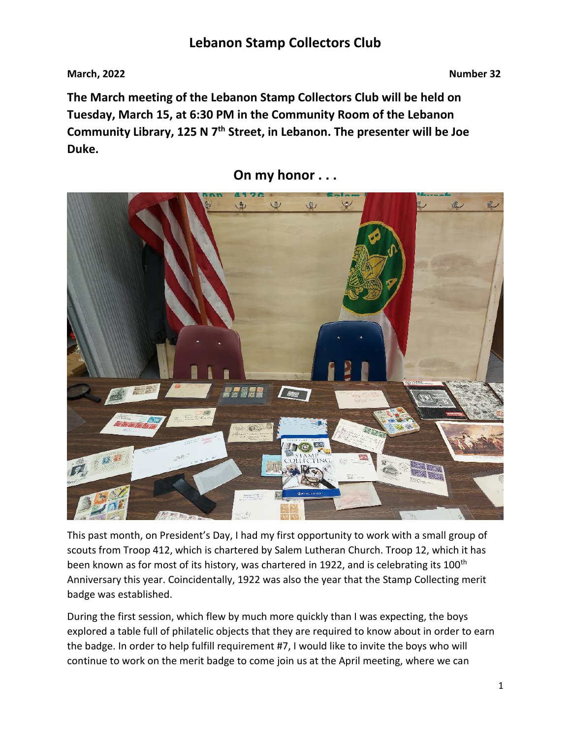# Lebanon Stamp Collectors Club

**March, 2022** **Number 32**

**The March meeting of the Lebanon Stamp Collectors Club will be held on Tuesday, March 15, at 6:30 PM in the Community Room of the Lebanon Community Library, 125 N 7th Street, in Lebanon. The presenter will be Joe Duke.**

## On my honor . . .

This past month, on President's Day, I had my first opportunity to work with a small group of scouts from Troop 412, which is chartered by Salem Lutheran Church. Troop 12, which it has been known as for most of its history, was chartered in 1922, and is celebrating its 100th Anniversary this year. Coincidentally, 1922 was also the year that the Stamp Collecting merit badge was established.

During the first session, which flew by much more quickly than I was expecting, the boys explored a table full of philatelic objects that they are required to know about in order to earn the badge. In order to help fulfill requirement #7, I would like to invite the boys who will continue to work on the merit badge to come join us at the April meeting, where we can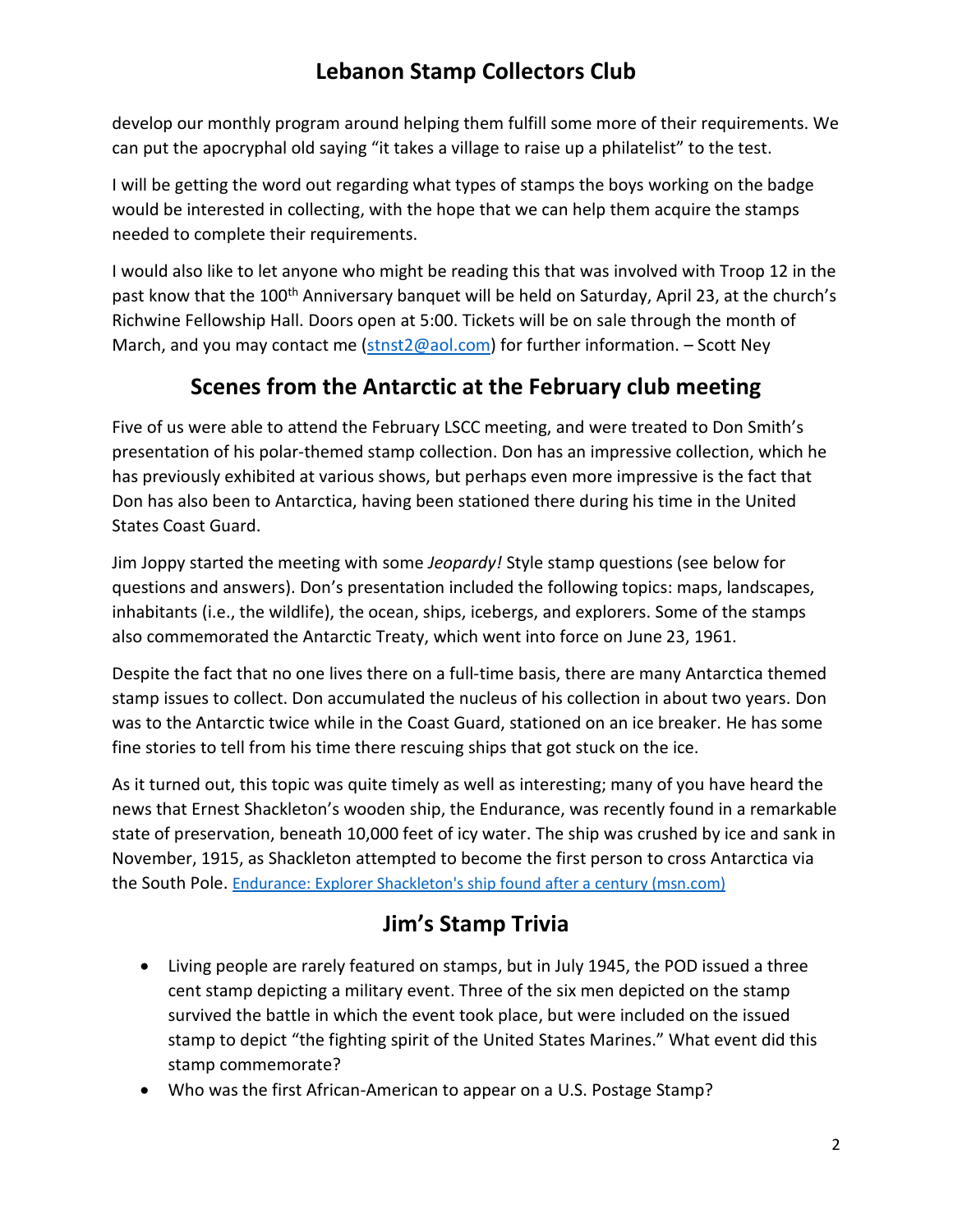develop our monthly program around helping them fulfill some more of their requirements. We can put the apocryphal old saying "it takes a village to raise up a philatelist" to the test.

I will be getting the word out regarding what types of stamps the boys working on the badge would be interested in collecting, with the hope that we can help them acquire the stamps needed to complete their requirements.

I would also like to let anyone who might be reading this that was involved with Troop 12 in the past know that the 100th Anniversary banquet will be held on Saturday, April 23, at the church's Richwine Fellowship Hall. Doors open at 5:00. Tickets will be on sale through the month of March, and you may contact me ([stnst2@aol.com](mailto:stnst2@aol.com)) for further information. – Scott Ney

## Scenes from the Antarctic at the February club meeting

Five of us were able to attend the February LSCC meeting, and were treated to Don Smith's presentation of his polar-themed stamp collection. Don has an impressive collection, which he has previously exhibited at various shows, but perhaps even more impressive is the fact that Don has also been to Antarctica, having been stationed there during his time in the United States Coast Guard.

Jim Joppy started the meeting with some *Jeopardy!* Style stamp questions (see below for questions and answers). Don's presentation included the following topics: maps, landscapes, inhabitants (i.e., the wildlife), the ocean, ships, icebergs, and explorers. Some of the stamps also commemorated the Antarctic Treaty, which went into force on June 23, 1961.

Despite the fact that no one lives there on a full-time basis, there are many Antarctica themed stamp issues to collect. Don accumulated the nucleus of his collection in about two years. Don was to the Antarctic twice while in the Coast Guard, stationed on an ice breaker. He has some fine stories to tell from his time there rescuing ships that got stuck on the ice.

As it turned out, this topic was quite timely as well as interesting; many of you have heard the news that Ernest Shackleton's wooden ship, the Endurance, was recently found in a remarkable state of preservation, beneath 10,000 feet of icy water. The ship was crushed by ice and sank in November, 1915, as Shackleton attempted to become the first person to cross Antarctica via the South Pole. Endurance: Explorer Shackleton's ship found after a century (msn.com)

## Jim's Stamp Trivia

- Living people are rarely featured on stamps, but in July 1945, the POD issued a three cent stamp depicting a military event. Three of the six men depicted on the stamp survived the battle in which the event took place, but were included on the issued stamp to depict "the fighting spirit of the United States Marines." What event did this stamp commemorate?
- Who was the first African-American to appear on a U.S. Postage Stamp?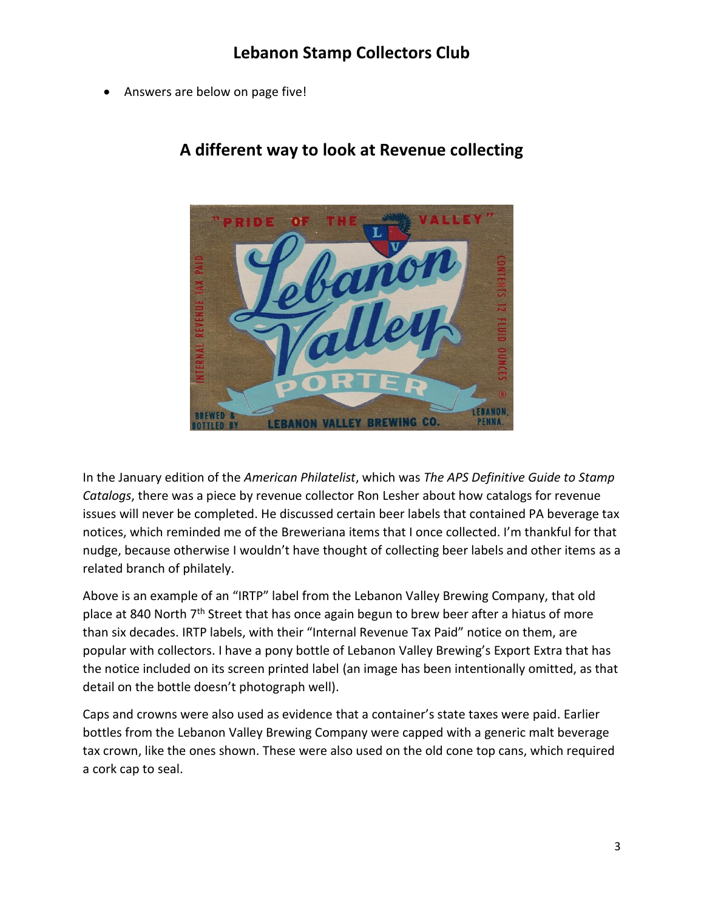- Answers are below on page five!

## A different way to look at Revenue collecting

In the January edition of the *American Philatelist*, which was *The APS Definitive Guide to Stamp Catalogs*, there was a piece by revenue collector Ron Lesher about how catalogs for revenue issues will never be completed. He discussed certain beer labels that contained PA beverage tax notices, which reminded me of the Breweriana items that I once collected. I'm thankful for that nudge, because otherwise I wouldn't have thought of collecting beer labels and other items as a related branch of philately.

Above is an example of an "IRTP" label from the Lebanon Valley Brewing Company, that old place at 840 North 7th Street that has once again begun to brew beer after a hiatus of more than six decades. IRTP labels, with their "Internal Revenue Tax Paid" notice on them, are popular with collectors. I have a pony bottle of Lebanon Valley Brewing's Export Extra that has the notice included on its screen printed label (an image has been intentionally omitted, as that detail on the bottle doesn't photograph well).

Caps and crowns were also used as evidence that a container's state taxes were paid. Earlier bottles from the Lebanon Valley Brewing Company were capped with a generic malt beverage tax crown, like the ones shown. These were also used on the old cone top cans, which required a cork cap to seal.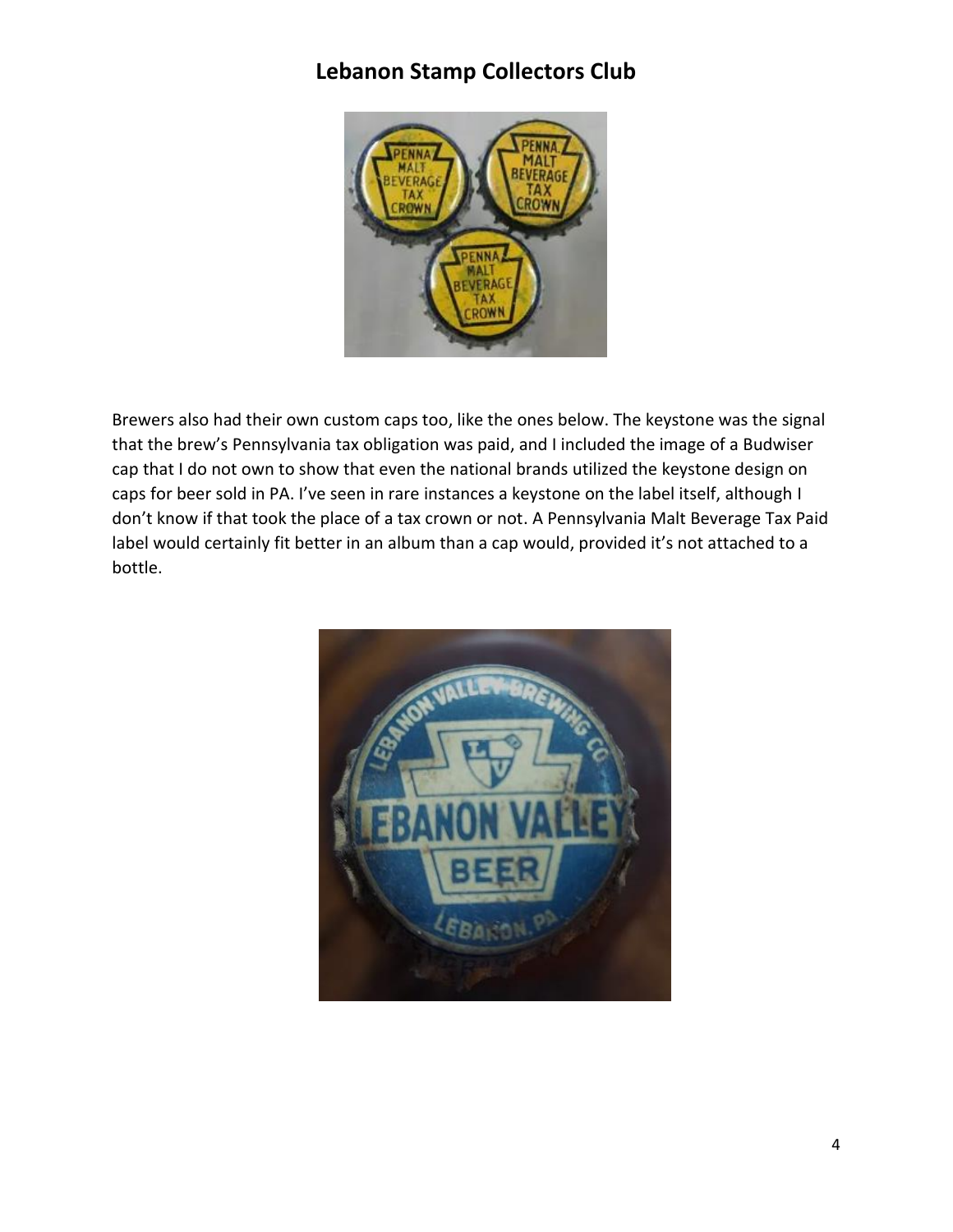Brewers also had their own custom caps too, like the ones below. The keystone was the signal that the brew's Pennsylvania tax obligation was paid, and I included the image of a Budwiser cap that I do not own to show that even the national brands utilized the keystone design on caps for beer sold in PA. I've seen in rare instances a keystone on the label itself, although I don't know if that took the place of a tax crown or not. A Pennsylvania Malt Beverage Tax Paid label would certainly fit better in an album than a cap would, provided it's not attached to a bottle.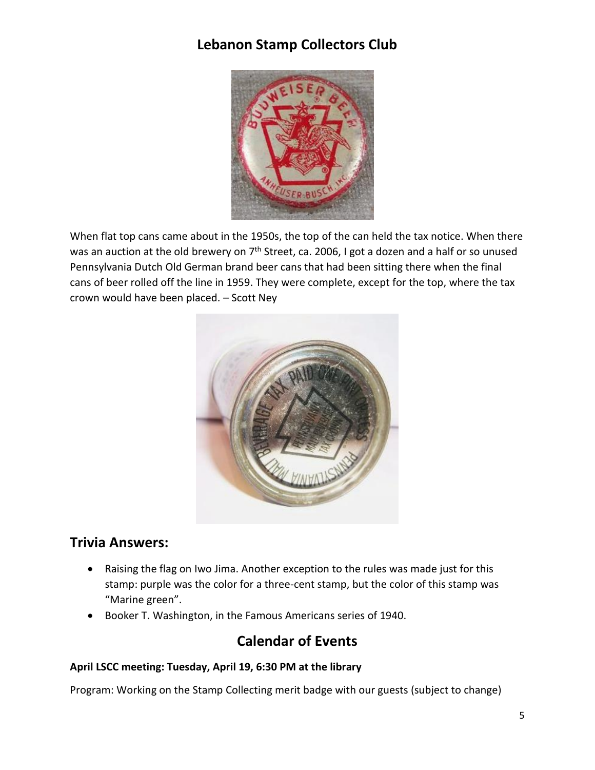# Lebanon Stamp Collectors Club

When flat top cans came about in the 1950s, the top of the can held the tax notice. When there was an auction at the old brewery on 7th Street, ca. 2006, I got a dozen and a half or so unused Pennsylvania Dutch Old German brand beer cans that had been sitting there when the final cans of beer rolled off the line in 1959. They were complete, except for the top, where the tax crown would have been placed. – Scott Ney

## Trivia Answers:

- Raising the flag on Iwo Jima. Another exception to the rules was made just for this stamp: purple was the color for a three-cent stamp, but the color of this stamp was "Marine green".
- Booker T. Washington, in the Famous Americans series of 1940.

## Calendar of Events

**April LSCC meeting: Tuesday, April 19, 6:30 PM at the library**

Program: Working on the Stamp Collecting merit badge with our guests (subject to change)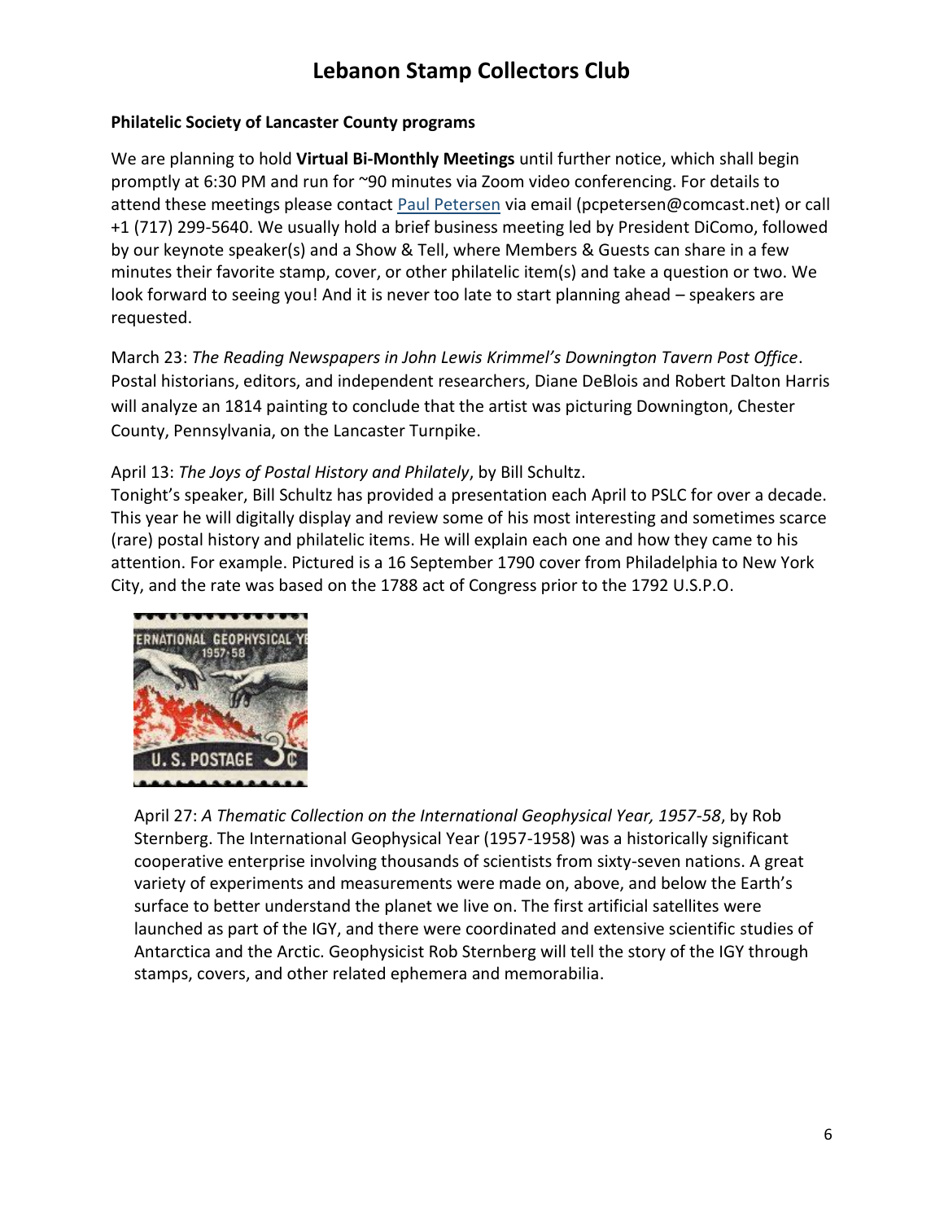# Lebanon Stamp Collectors Club

**Philatelic Society of Lancaster County programs**

We are planning to hold **Virtual Bi-Monthly Meetings** until further notice, which shall begin promptly at 6:30 PM and run for ~90 minutes via Zoom video conferencing. For details to attend these meetings please contact [Paul Petersen](mailto:pcpetersen@comcast.net) via email (pcpetersen@comcast.net) or call +1 (717) 299-5640. We usually hold a brief business meeting led by President DiComo, followed by our keynote speaker(s) and a Show & Tell, where Members & Guests can share in a few minutes their favorite stamp, cover, or other philatelic item(s) and take a question or two. We look forward to seeing you! And it is never too late to start planning ahead – speakers are requested.

March 23: *The Reading Newspapers in John Lewis Krimmel's Downington Tavern Post Office*. Postal historians, editors, and independent researchers, Diane DeBlois and Robert Dalton Harris will analyze an 1814 painting to conclude that the artist was picturing Downington, Chester County, Pennsylvania, on the Lancaster Turnpike.

April 13: *The Joys of Postal History and Philately*, by Bill Schultz.
Tonight's speaker, Bill Schultz has provided a presentation each April to PSLC for over a decade. This year he will digitally display and review some of his most interesting and sometimes scarce (rare) postal history and philatelic items. He will explain each one and how they came to his attention. For example. Pictured is a 16 September 1790 cover from Philadelphia to New York City, and the rate was based on the 1788 act of Congress prior to the 1792 U.S.P.O.

April 27: *A Thematic Collection on the International Geophysical Year, 1957-58*, by Rob Sternberg. The International Geophysical Year (1957-1958) was a historically significant cooperative enterprise involving thousands of scientists from sixty-seven nations. A great variety of experiments and measurements were made on, above, and below the Earth's surface to better understand the planet we live on. The first artificial satellites were launched as part of the IGY, and there were coordinated and extensive scientific studies of Antarctica and the Arctic. Geophysicist Rob Sternberg will tell the story of the IGY through stamps, covers, and other related ephemera and memorabilia.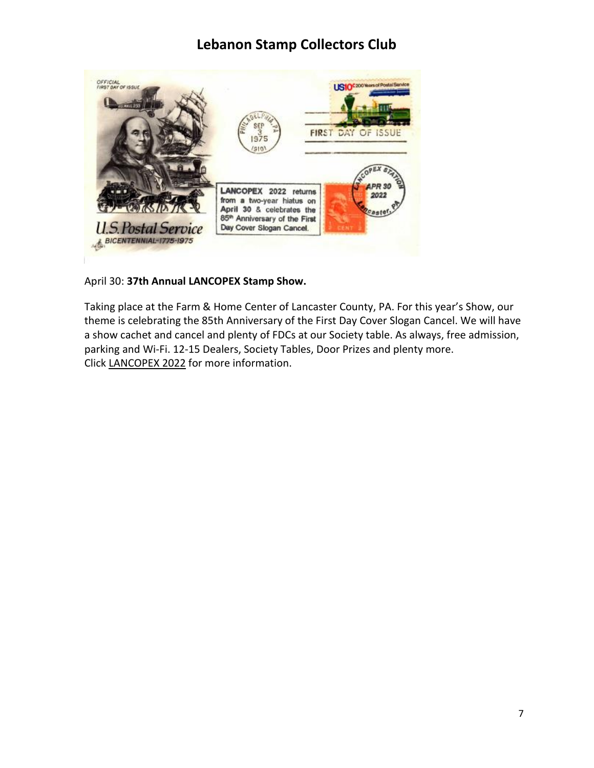# Lebanon Stamp Collectors Club

April 30: **37th Annual LANCOPEX Stamp Show.**

Taking place at the Farm & Home Center of Lancaster County, PA. For this year's Show, our theme is celebrating the 85th Anniversary of the First Day Cover Slogan Cancel. We will have a show cachet and cancel and plenty of FDCs at our Society table. As always, free admission, parking and Wi-Fi. 12-15 Dealers, Society Tables, Door Prizes and plenty more. Click LANCOPEX 2022 for more information.